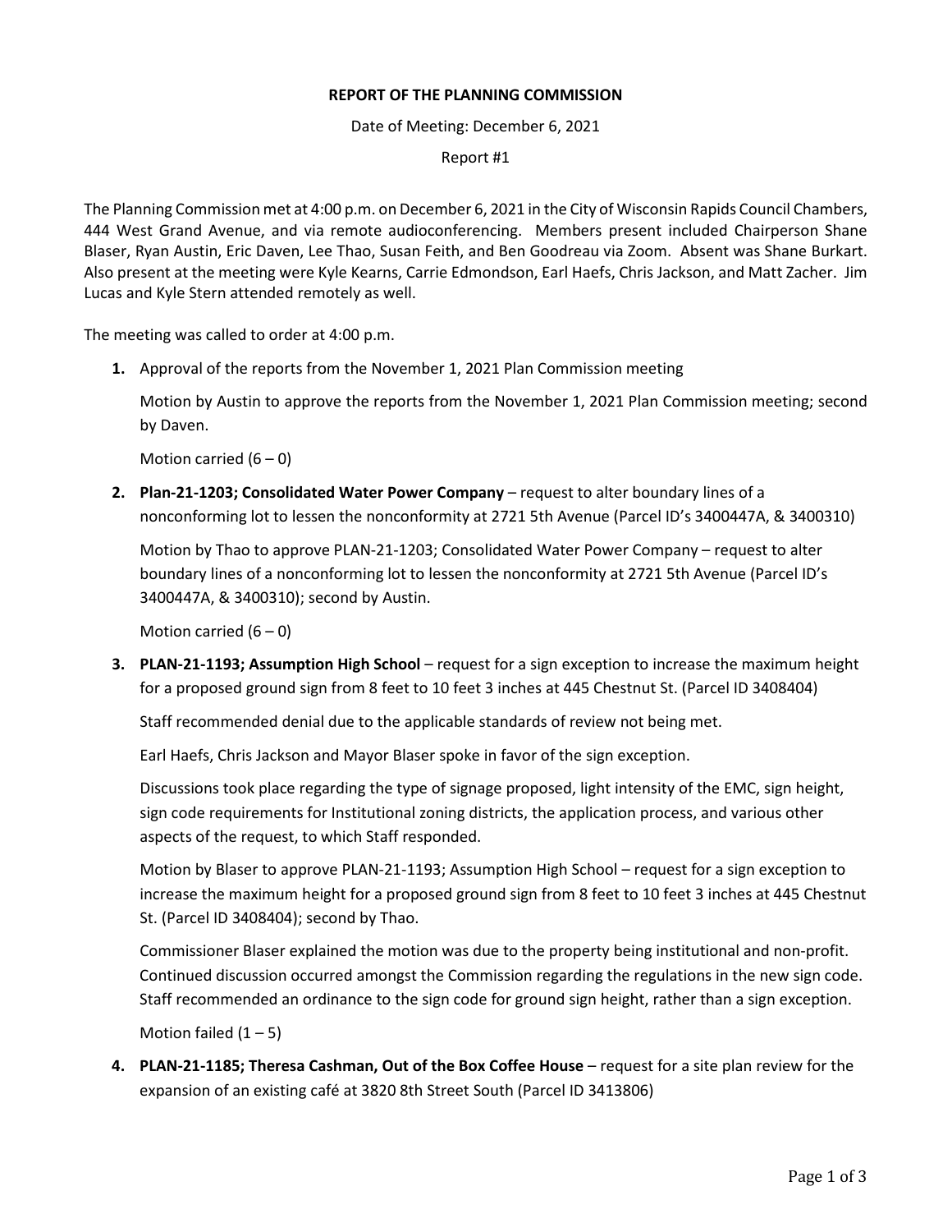**REPORT OF THE PLANNING COMMISSION**

Date of Meeting: December 6, 2021

Report #1

The Planning Commission met at 4:00 p.m. on December 6, 2021 in the City of Wisconsin Rapids Council Chambers, 444 West Grand Avenue, and via remote audioconferencing. Members present included Chairperson Shane Blaser, Ryan Austin, Eric Daven, Lee Thao, Susan Feith, and Ben Goodreau via Zoom. Absent was Shane Burkart. Also present at the meeting were Kyle Kearns, Carrie Edmondson, Earl Haefs, Chris Jackson, and Matt Zacher. Jim Lucas and Kyle Stern attended remotely as well.

The meeting was called to order at 4:00 p.m.

1. Approval of the reports from the November 1, 2021 Plan Commission meeting

   Motion by Austin to approve the reports from the November 1, 2021 Plan Commission meeting; second by Daven.

   Motion carried (6 – 0)

2. **Plan-21-1203; Consolidated Water Power Company** – request to alter boundary lines of a nonconforming lot to lessen the nonconformity at 2721 5th Avenue (Parcel ID's 3400447A, & 3400310)

   Motion by Thao to approve PLAN-21-1203; Consolidated Water Power Company – request to alter boundary lines of a nonconforming lot to lessen the nonconformity at 2721 5th Avenue (Parcel ID's 3400447A, & 3400310); second by Austin.

   Motion carried (6 – 0)

3. **PLAN-21-1193; Assumption High School** – request for a sign exception to increase the maximum height for a proposed ground sign from 8 feet to 10 feet 3 inches at 445 Chestnut St. (Parcel ID 3408404)

   Staff recommended denial due to the applicable standards of review not being met.

   Earl Haefs, Chris Jackson and Mayor Blaser spoke in favor of the sign exception.

   Discussions took place regarding the type of signage proposed, light intensity of the EMC, sign height, sign code requirements for Institutional zoning districts, the application process, and various other aspects of the request, to which Staff responded.

   Motion by Blaser to approve PLAN-21-1193; Assumption High School – request for a sign exception to increase the maximum height for a proposed ground sign from 8 feet to 10 feet 3 inches at 445 Chestnut St. (Parcel ID 3408404); second by Thao.

   Commissioner Blaser explained the motion was due to the property being institutional and non-profit. Continued discussion occurred amongst the Commission regarding the regulations in the new sign code. Staff recommended an ordinance to the sign code for ground sign height, rather than a sign exception.

   Motion failed (1 – 5)

4. **PLAN-21-1185; Theresa Cashman, Out of the Box Coffee House** – request for a site plan review for the expansion of an existing café at 3820 8th Street South (Parcel ID 3413806)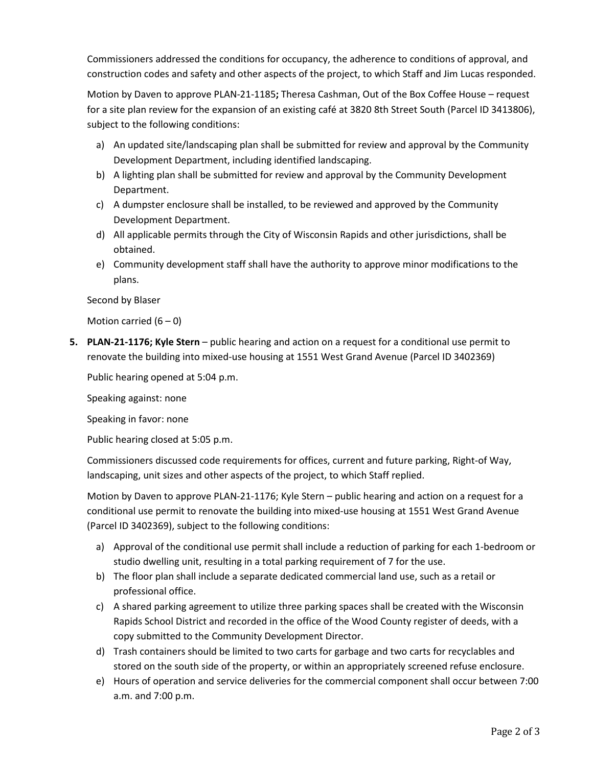Commissioners addressed the conditions for occupancy, the adherence to conditions of approval, and construction codes and safety and other aspects of the project, to which Staff and Jim Lucas responded.

Motion by Daven to approve PLAN-21-1185**;** Theresa Cashman, Out of the Box Coffee House – request for a site plan review for the expansion of an existing café at 3820 8th Street South (Parcel ID 3413806), subject to the following conditions:

a) An updated site/landscaping plan shall be submitted for review and approval by the Community Development Department, including identified landscaping.
b) A lighting plan shall be submitted for review and approval by the Community Development Department.
c) A dumpster enclosure shall be installed, to be reviewed and approved by the Community Development Department.
d) All applicable permits through the City of Wisconsin Rapids and other jurisdictions, shall be obtained.
e) Community development staff shall have the authority to approve minor modifications to the plans.

Second by Blaser

Motion carried (6 – 0)

**5. PLAN-21-1176; Kyle Stern** – public hearing and action on a request for a conditional use permit to renovate the building into mixed-use housing at 1551 West Grand Avenue (Parcel ID 3402369)

Public hearing opened at 5:04 p.m.

Speaking against: none

Speaking in favor: none

Public hearing closed at 5:05 p.m.

Commissioners discussed code requirements for offices, current and future parking, Right-of Way, landscaping, unit sizes and other aspects of the project, to which Staff replied.

Motion by Daven to approve PLAN-21-1176; Kyle Stern – public hearing and action on a request for a conditional use permit to renovate the building into mixed-use housing at 1551 West Grand Avenue (Parcel ID 3402369), subject to the following conditions:

a) Approval of the conditional use permit shall include a reduction of parking for each 1-bedroom or studio dwelling unit, resulting in a total parking requirement of 7 for the use.
b) The floor plan shall include a separate dedicated commercial land use, such as a retail or professional office.
c) A shared parking agreement to utilize three parking spaces shall be created with the Wisconsin Rapids School District and recorded in the office of the Wood County register of deeds, with a copy submitted to the Community Development Director.
d) Trash containers should be limited to two carts for garbage and two carts for recyclables and stored on the south side of the property, or within an appropriately screened refuse enclosure.
e) Hours of operation and service deliveries for the commercial component shall occur between 7:00 a.m. and 7:00 p.m.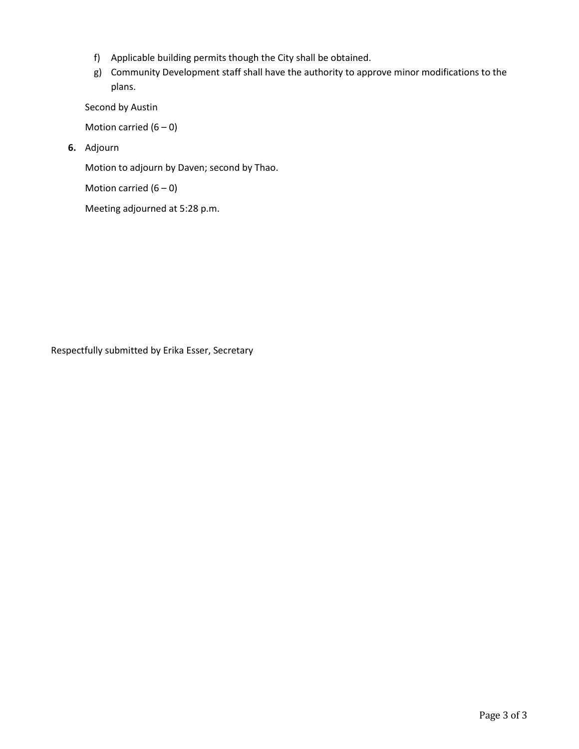f) Applicable building permits though the City shall be obtained.
g) Community Development staff shall have the authority to approve minor modifications to the plans.

Second by Austin

Motion carried (6 – 0)

**6.** Adjourn

Motion to adjourn by Daven; second by Thao.

Motion carried (6 – 0)

Meeting adjourned at 5:28 p.m.

Respectfully submitted by Erika Esser, Secretary